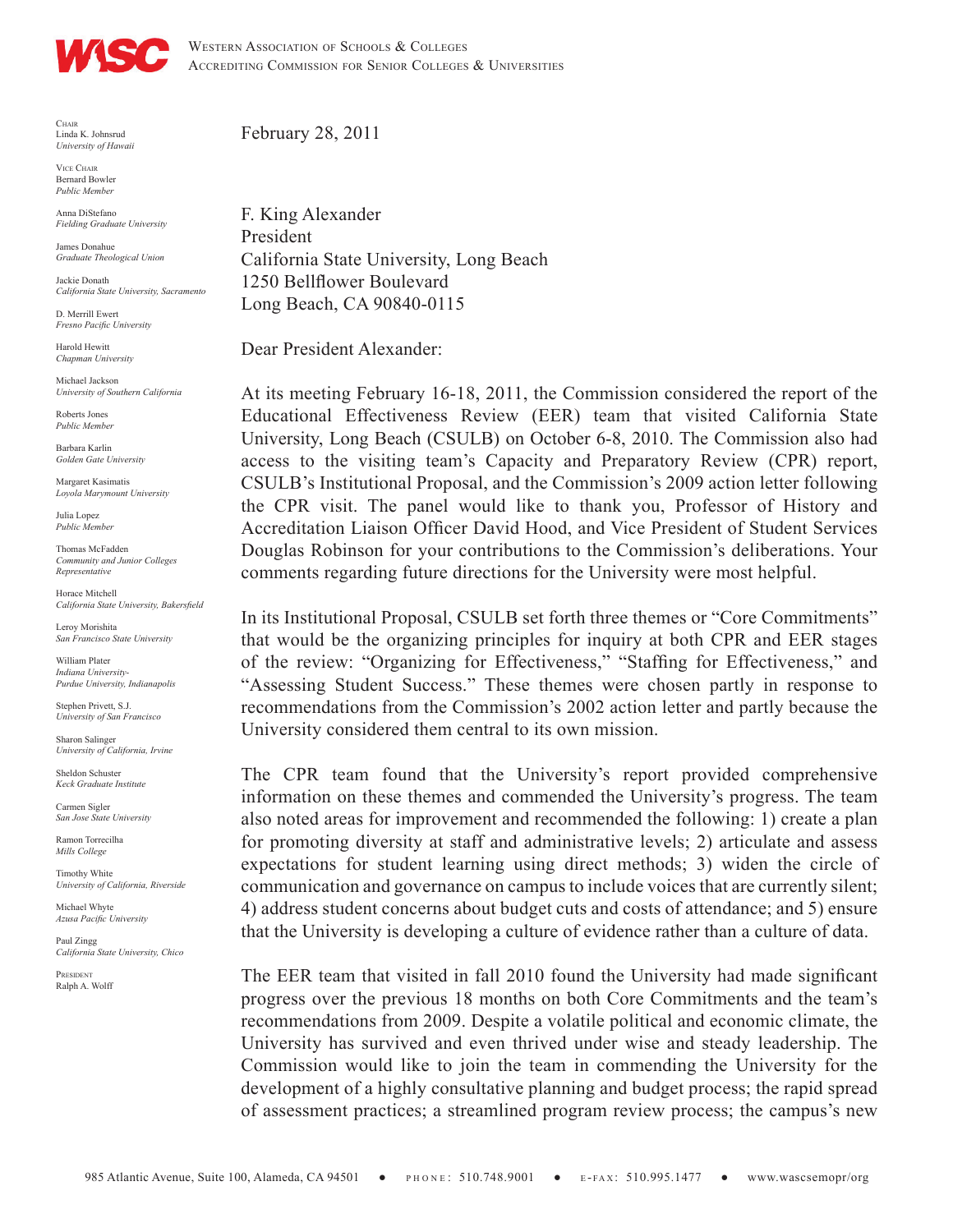WESTERN ASSOCIATION OF SCHOOLS & COLLEGES
ACCREDITING COMMISSION FOR SENIOR COLLEGES & UNIVERSITIES

CHAIR
Linda K. Johnsrud
*University of Hawaii*

VICE CHAIR
Bernard Bowler
*Public Member*

Anna DiStefano
*Fielding Graduate University*

James Donahue
*Graduate Theological Union*

Jackie Donath
*California State University, Sacramento*

D. Merrill Ewert
*Fresno Pacific University*

Harold Hewitt
*Chapman University*

Michael Jackson
*University of Southern California*

Roberts Jones
*Public Member*

Barbara Karlin
*Golden Gate University*

Margaret Kasimatis
*Loyola Marymount University*

Julia Lopez
*Public Member*

Thomas McFadden
*Community and Junior Colleges Representative*

Horace Mitchell
*California State University, Bakersfield*

Leroy Morishita
*San Francisco State University*

William Plater
*Indiana University-Purdue University, Indianapolis*

Stephen Privett, S.J.
*University of San Francisco*

Sharon Salinger
*University of California, Irvine*

Sheldon Schuster
*Keck Graduate Institute*

Carmen Sigler
*San Jose State University*

Ramon Torrecilha
*Mills College*

Timothy White
*University of California, Riverside*

Michael Whyte
*Azusa Pacific University*

Paul Zingg
*California State University, Chico*

PRESIDENT
Ralph A. Wolff

February 28, 2011

F. King Alexander
President
California State University, Long Beach
1250 Bellflower Boulevard
Long Beach, CA 90840-0115

Dear President Alexander:

At its meeting February 16-18, 2011, the Commission considered the report of the Educational Effectiveness Review (EER) team that visited California State University, Long Beach (CSULB) on October 6-8, 2010. The Commission also had access to the visiting team's Capacity and Preparatory Review (CPR) report, CSULB's Institutional Proposal, and the Commission's 2009 action letter following the CPR visit. The panel would like to thank you, Professor of History and Accreditation Liaison Officer David Hood, and Vice President of Student Services Douglas Robinson for your contributions to the Commission's deliberations. Your comments regarding future directions for the University were most helpful.

In its Institutional Proposal, CSULB set forth three themes or "Core Commitments" that would be the organizing principles for inquiry at both CPR and EER stages of the review: "Organizing for Effectiveness," "Staffing for Effectiveness," and "Assessing Student Success." These themes were chosen partly in response to recommendations from the Commission's 2002 action letter and partly because the University considered them central to its own mission.

The CPR team found that the University's report provided comprehensive information on these themes and commended the University's progress. The team also noted areas for improvement and recommended the following: 1) create a plan for promoting diversity at staff and administrative levels; 2) articulate and assess expectations for student learning using direct methods; 3) widen the circle of communication and governance on campus to include voices that are currently silent; 4) address student concerns about budget cuts and costs of attendance; and 5) ensure that the University is developing a culture of evidence rather than a culture of data.

The EER team that visited in fall 2010 found the University had made significant progress over the previous 18 months on both Core Commitments and the team's recommendations from 2009. Despite a volatile political and economic climate, the University has survived and even thrived under wise and steady leadership. The Commission would like to join the team in commending the University for the development of a highly consultative planning and budget process; the rapid spread of assessment practices; a streamlined program review process; the campus's new

985 Atlantic Avenue, Suite 100, Alameda, CA 94501 ● PHONE: 510.748.9001 ● E-FAX: 510.995.1477 ● www.wascsenior.org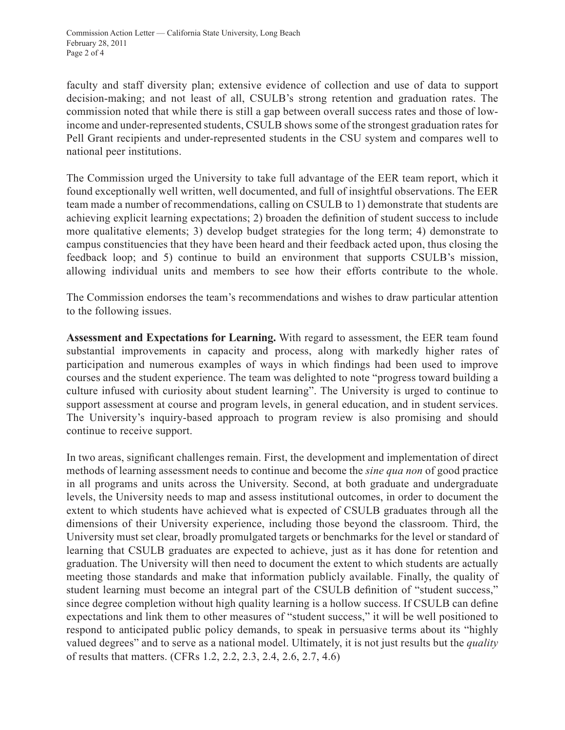faculty and staff diversity plan; extensive evidence of collection and use of data to support decision-making; and not least of all, CSULB's strong retention and graduation rates. The commission noted that while there is still a gap between overall success rates and those of low-income and under-represented students, CSULB shows some of the strongest graduation rates for Pell Grant recipients and under-represented students in the CSU system and compares well to national peer institutions.

The Commission urged the University to take full advantage of the EER team report, which it found exceptionally well written, well documented, and full of insightful observations. The EER team made a number of recommendations, calling on CSULB to 1) demonstrate that students are achieving explicit learning expectations; 2) broaden the definition of student success to include more qualitative elements; 3) develop budget strategies for the long term; 4) demonstrate to campus constituencies that they have been heard and their feedback acted upon, thus closing the feedback loop; and 5) continue to build an environment that supports CSULB's mission, allowing individual units and members to see how their efforts contribute to the whole.

The Commission endorses the team's recommendations and wishes to draw particular attention to the following issues.

**Assessment and Expectations for Learning.** With regard to assessment, the EER team found substantial improvements in capacity and process, along with markedly higher rates of participation and numerous examples of ways in which findings had been used to improve courses and the student experience. The team was delighted to note "progress toward building a culture infused with curiosity about student learning". The University is urged to continue to support assessment at course and program levels, in general education, and in student services. The University's inquiry-based approach to program review is also promising and should continue to receive support.

In two areas, significant challenges remain. First, the development and implementation of direct methods of learning assessment needs to continue and become the *sine qua non* of good practice in all programs and units across the University. Second, at both graduate and undergraduate levels, the University needs to map and assess institutional outcomes, in order to document the extent to which students have achieved what is expected of CSULB graduates through all the dimensions of their University experience, including those beyond the classroom. Third, the University must set clear, broadly promulgated targets or benchmarks for the level or standard of learning that CSULB graduates are expected to achieve, just as it has done for retention and graduation. The University will then need to document the extent to which students are actually meeting those standards and make that information publicly available. Finally, the quality of student learning must become an integral part of the CSULB definition of "student success," since degree completion without high quality learning is a hollow success. If CSULB can define expectations and link them to other measures of "student success," it will be well positioned to respond to anticipated public policy demands, to speak in persuasive terms about its "highly valued degrees" and to serve as a national model. Ultimately, it is not just results but the *quality* of results that matters. (CFRs 1.2, 2.2, 2.3, 2.4, 2.6, 2.7, 4.6)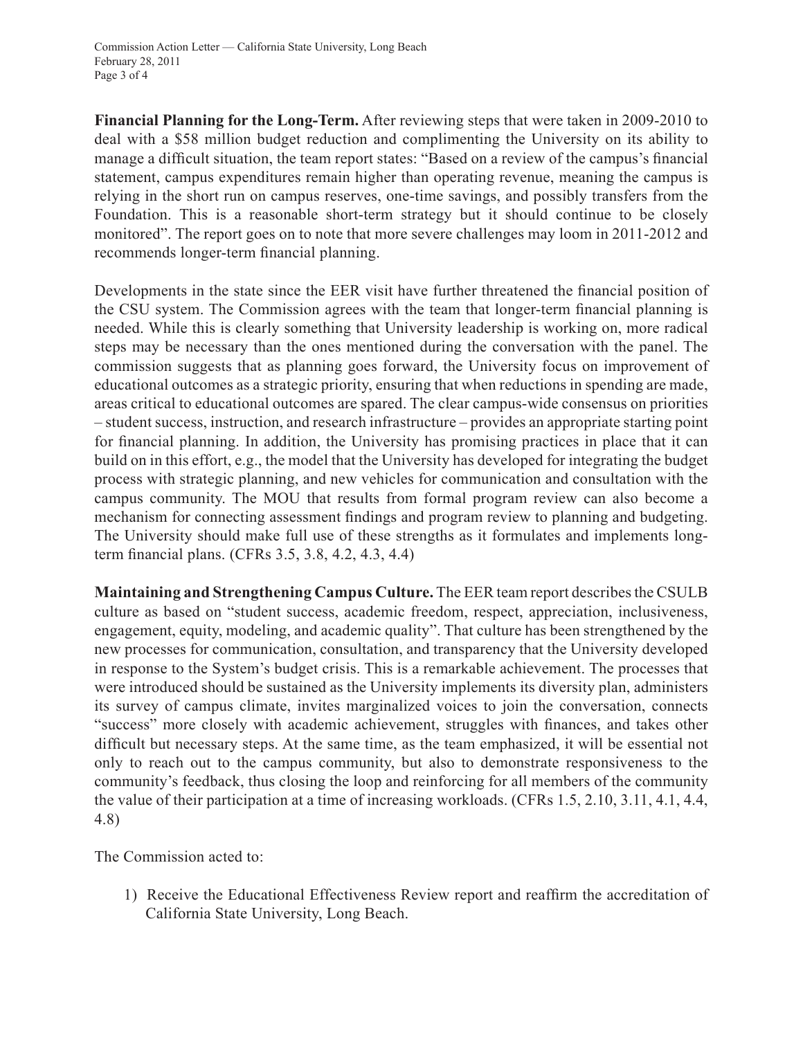**Financial Planning for the Long-Term.** After reviewing steps that were taken in 2009-2010 to deal with a $58 million budget reduction and complimenting the University on its ability to manage a difficult situation, the team report states: "Based on a review of the campus's financial statement, campus expenditures remain higher than operating revenue, meaning the campus is relying in the short run on campus reserves, one-time savings, and possibly transfers from the Foundation. This is a reasonable short-term strategy but it should continue to be closely monitored". The report goes on to note that more severe challenges may loom in 2011-2012 and recommends longer-term financial planning.

Developments in the state since the EER visit have further threatened the financial position of the CSU system. The Commission agrees with the team that longer-term financial planning is needed. While this is clearly something that University leadership is working on, more radical steps may be necessary than the ones mentioned during the conversation with the panel. The commission suggests that as planning goes forward, the University focus on improvement of educational outcomes as a strategic priority, ensuring that when reductions in spending are made, areas critical to educational outcomes are spared. The clear campus-wide consensus on priorities – student success, instruction, and research infrastructure – provides an appropriate starting point for financial planning. In addition, the University has promising practices in place that it can build on in this effort, e.g., the model that the University has developed for integrating the budget process with strategic planning, and new vehicles for communication and consultation with the campus community. The MOU that results from formal program review can also become a mechanism for connecting assessment findings and program review to planning and budgeting. The University should make full use of these strengths as it formulates and implements long-term financial plans. (CFRs 3.5, 3.8, 4.2, 4.3, 4.4)

**Maintaining and Strengthening Campus Culture.** The EER team report describes the CSULB culture as based on "student success, academic freedom, respect, appreciation, inclusiveness, engagement, equity, modeling, and academic quality". That culture has been strengthened by the new processes for communication, consultation, and transparency that the University developed in response to the System's budget crisis. This is a remarkable achievement. The processes that were introduced should be sustained as the University implements its diversity plan, administers its survey of campus climate, invites marginalized voices to join the conversation, connects "success" more closely with academic achievement, struggles with finances, and takes other difficult but necessary steps. At the same time, as the team emphasized, it will be essential not only to reach out to the campus community, but also to demonstrate responsiveness to the community's feedback, thus closing the loop and reinforcing for all members of the community the value of their participation at a time of increasing workloads. (CFRs 1.5, 2.10, 3.11, 4.1, 4.4, 4.8)

The Commission acted to:

1) Receive the Educational Effectiveness Review report and reaffirm the accreditation of California State University, Long Beach.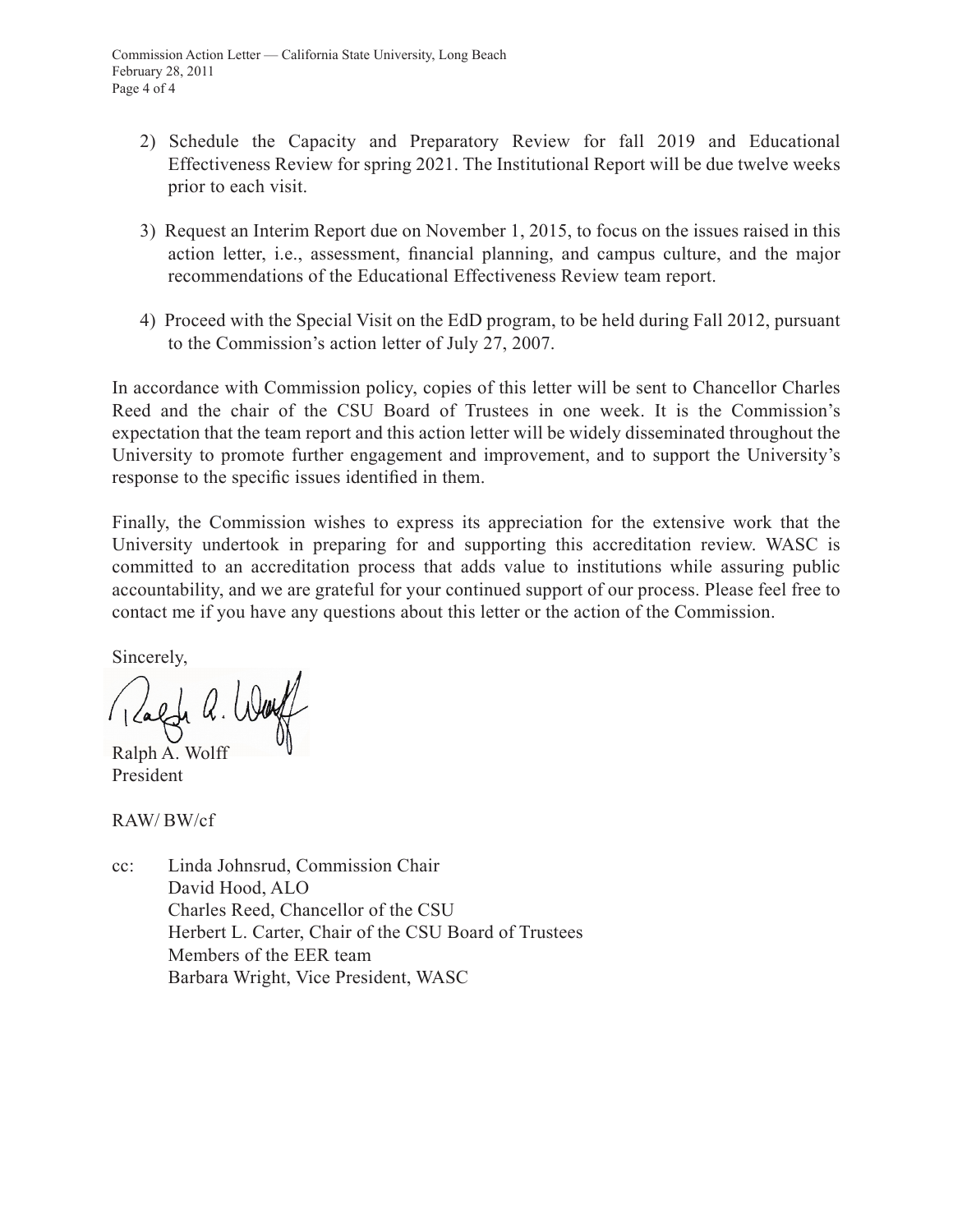2) Schedule the Capacity and Preparatory Review for fall 2019 and Educational Effectiveness Review for spring 2021. The Institutional Report will be due twelve weeks prior to each visit.

3) Request an Interim Report due on November 1, 2015, to focus on the issues raised in this action letter, i.e., assessment, financial planning, and campus culture, and the major recommendations of the Educational Effectiveness Review team report.

4) Proceed with the Special Visit on the EdD program, to be held during Fall 2012, pursuant to the Commission's action letter of July 27, 2007.

In accordance with Commission policy, copies of this letter will be sent to Chancellor Charles Reed and the chair of the CSU Board of Trustees in one week. It is the Commission's expectation that the team report and this action letter will be widely disseminated throughout the University to promote further engagement and improvement, and to support the University's response to the specific issues identified in them.

Finally, the Commission wishes to express its appreciation for the extensive work that the University undertook in preparing for and supporting this accreditation review. WASC is committed to an accreditation process that adds value to institutions while assuring public accountability, and we are grateful for your continued support of our process. Please feel free to contact me if you have any questions about this letter or the action of the Commission.

Sincerely,

Ralph A. Wolff
President

RAW/ BW/cf

cc: Linda Johnsrud, Commission Chair
David Hood, ALO
Charles Reed, Chancellor of the CSU
Herbert L. Carter, Chair of the CSU Board of Trustees
Members of the EER team
Barbara Wright, Vice President, WASC